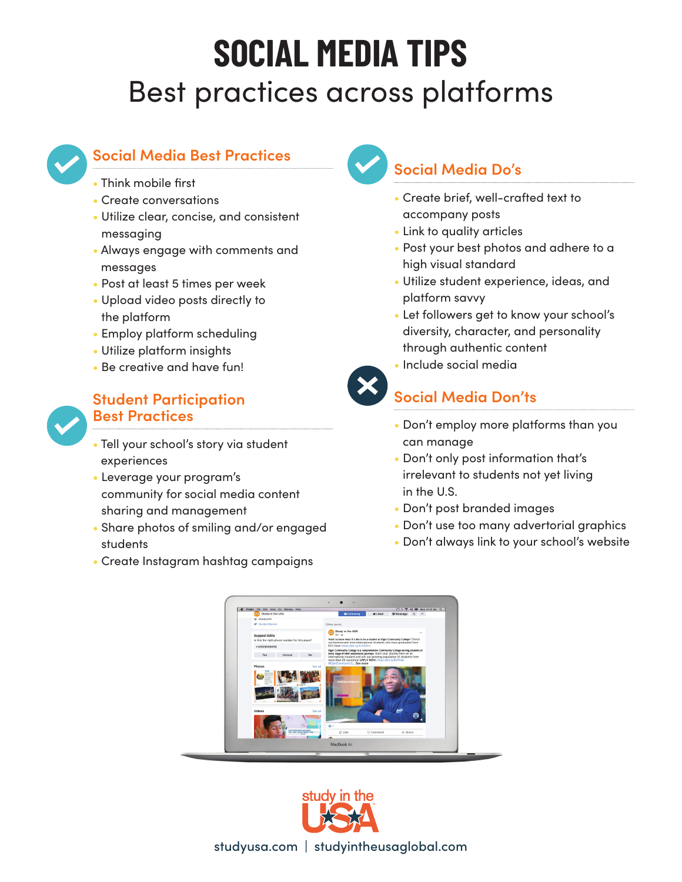# SOCIAL MEDIA TIPS

## Best practices across platforms

### Social Media Best Practices

- Think mobile first
- Create conversations
- Utilize clear, concise, and consistent messaging
- Always engage with comments and messages
- Post at least 5 times per week
- Upload video posts directly to the platform
- Employ platform scheduling
- Utilize platform insights
- Be creative and have fun!

### Student Participation Best Practices

- Tell your school's story via student experiences
- Leverage your program's community for social media content sharing and management
- Share photos of smiling and/or engaged students
- Create Instagram hashtag campaigns

### Social Media Do's

- Create brief, well-crafted text to accompany posts
- Link to quality articles
- Post your best photos and adhere to a high visual standard
- Utilize student experience, ideas, and platform savvy
- Let followers get to know your school's diversity, character, and personality through authentic content
- Include social media

### Social Media Don'ts

- Don't employ more platforms than you can manage
- Don't only post information that's irrelevant to students not yet living in the U.S.
- Don't post branded images
- Don't use too many advertorial graphics
- Don't always link to your school's website

study in the USA

studyusa.com | studyintheusaglobal.com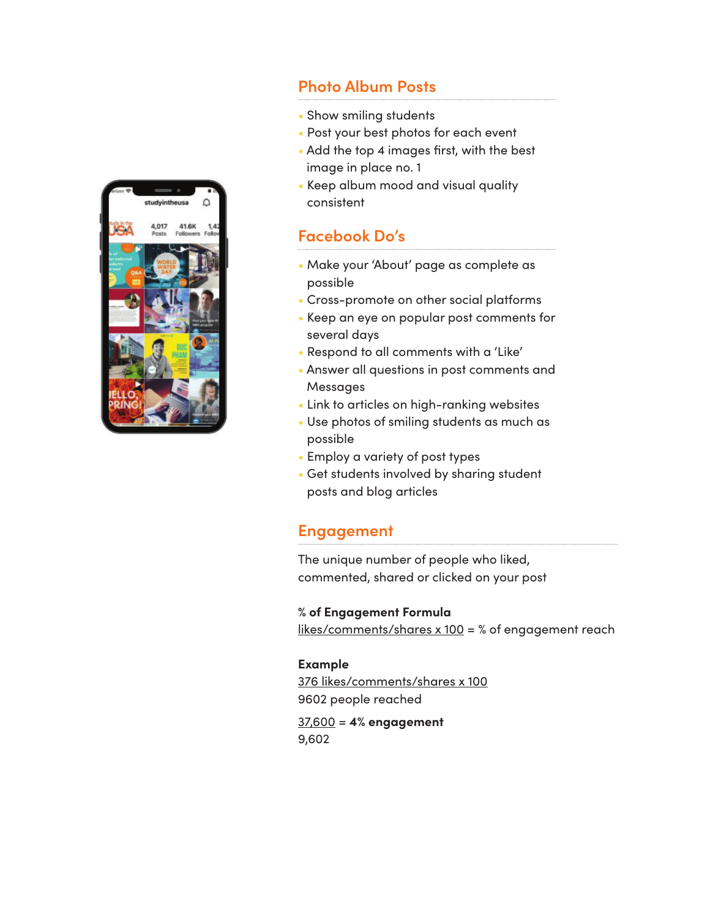## Photo Album Posts

- Show smiling students
- Post your best photos for each event
- Add the top 4 images first, with the best image in place no. 1
- Keep album mood and visual quality consistent

## Facebook Do's

- Make your 'About' page as complete as possible
- Cross-promote on other social platforms
- Keep an eye on popular post comments for several days
- Respond to all comments with a 'Like'
- Answer all questions in post comments and Messages
- Link to articles on high-ranking websites
- Use photos of smiling students as much as possible
- Employ a variety of post types
- Get students involved by sharing student posts and blog articles

## Engagement

The unique number of people who liked, commented, shared or clicked on your post

**% of Engagement Formula**

likes/comments/shares x 100 = % of engagement reach

**Example**

376 likes/comments/shares x 100

9602 people reached

37,600 = **4% engagement**

9,602